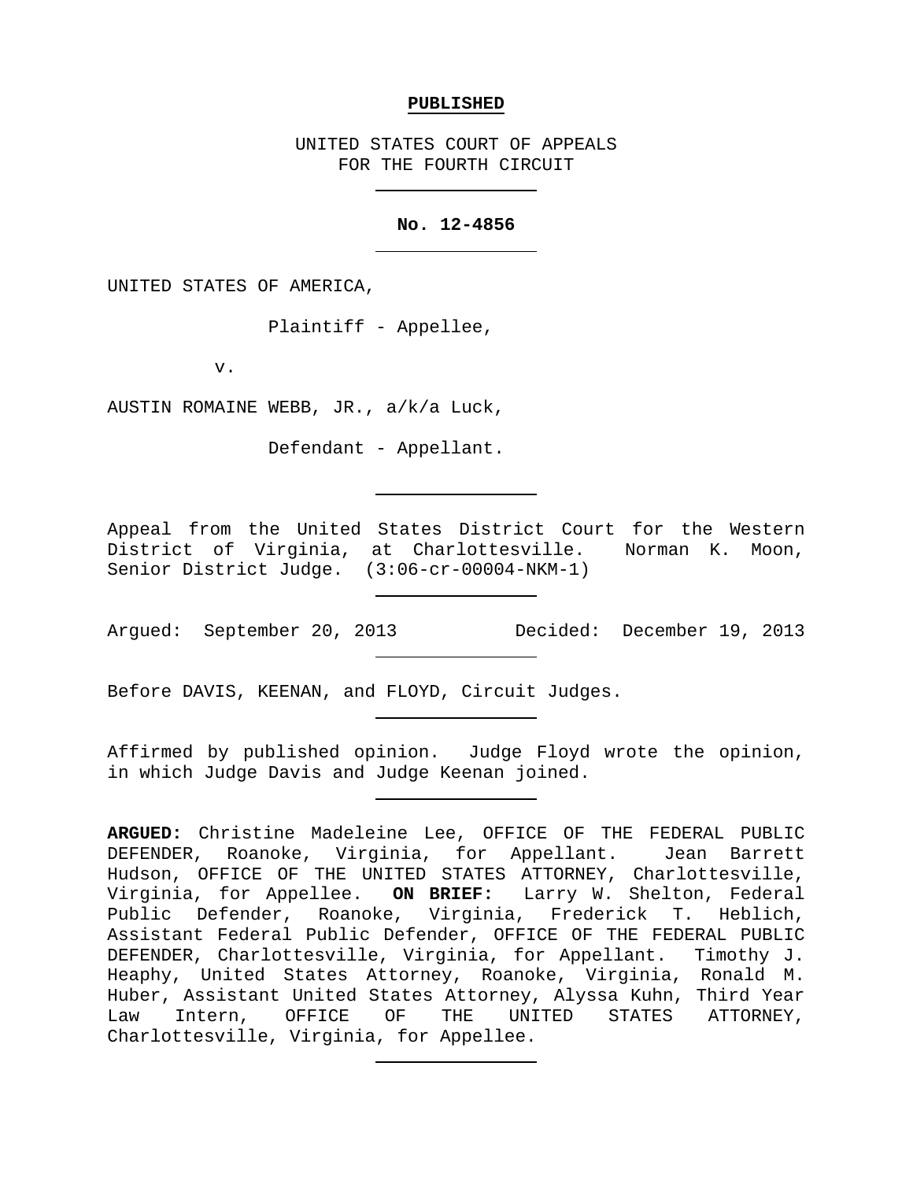**PUBLISHED**

UNITED STATES COURT OF APPEALS
FOR THE FOURTH CIRCUIT

---

**No. 12-4856**

---

UNITED STATES OF AMERICA,

Plaintiff - Appellee,

v.

AUSTIN ROMAINE WEBB, JR., a/k/a Luck,

Defendant - Appellant.

---

Appeal from the United States District Court for the Western District of Virginia, at Charlottesville. Norman K. Moon, Senior District Judge. (3:06-cr-00004-NKM-1)

---

Argued: September 20, 2013 Decided: December 19, 2013

---

Before DAVIS, KEENAN, and FLOYD, Circuit Judges.

---

Affirmed by published opinion. Judge Floyd wrote the opinion, in which Judge Davis and Judge Keenan joined.

---

**ARGUED:** Christine Madeleine Lee, OFFICE OF THE FEDERAL PUBLIC DEFENDER, Roanoke, Virginia, for Appellant. Jean Barrett Hudson, OFFICE OF THE UNITED STATES ATTORNEY, Charlottesville, Virginia, for Appellee. **ON BRIEF:** Larry W. Shelton, Federal Public Defender, Roanoke, Virginia, Frederick T. Heblich, Assistant Federal Public Defender, OFFICE OF THE FEDERAL PUBLIC DEFENDER, Charlottesville, Virginia, for Appellant. Timothy J. Heaphy, United States Attorney, Roanoke, Virginia, Ronald M. Huber, Assistant United States Attorney, Alyssa Kuhn, Third Year Law Intern, OFFICE OF THE UNITED STATES ATTORNEY, Charlottesville, Virginia, for Appellee.

---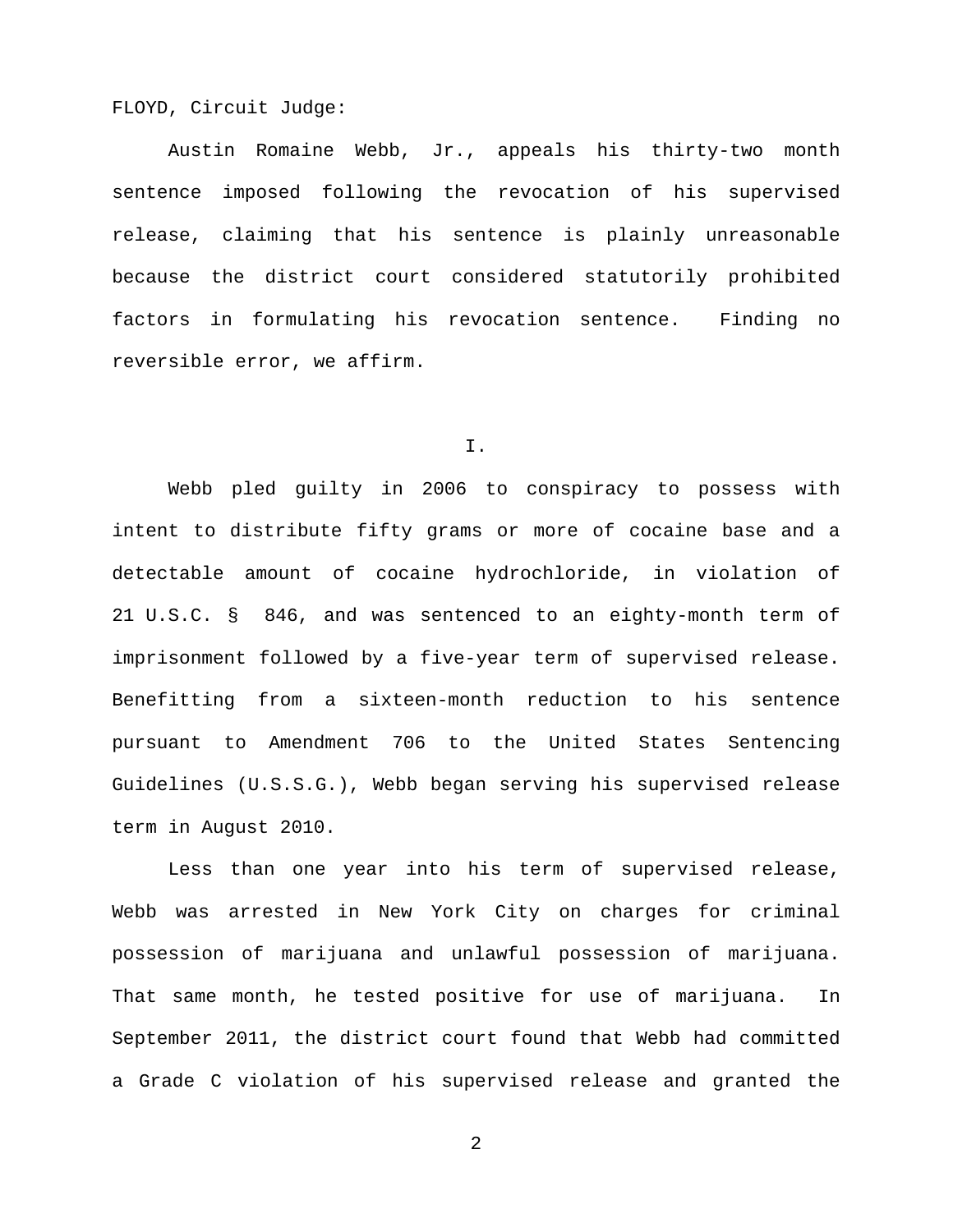FLOYD, Circuit Judge:

Austin Romaine Webb, Jr., appeals his thirty-two month sentence imposed following the revocation of his supervised release, claiming that his sentence is plainly unreasonable because the district court considered statutorily prohibited factors in formulating his revocation sentence. Finding no reversible error, we affirm.

## I.

Webb pled guilty in 2006 to conspiracy to possess with intent to distribute fifty grams or more of cocaine base and a detectable amount of cocaine hydrochloride, in violation of 21 U.S.C. § 846, and was sentenced to an eighty-month term of imprisonment followed by a five-year term of supervised release. Benefitting from a sixteen-month reduction to his sentence pursuant to Amendment 706 to the United States Sentencing Guidelines (U.S.S.G.), Webb began serving his supervised release term in August 2010.

Less than one year into his term of supervised release, Webb was arrested in New York City on charges for criminal possession of marijuana and unlawful possession of marijuana. That same month, he tested positive for use of marijuana. In September 2011, the district court found that Webb had committed a Grade C violation of his supervised release and granted the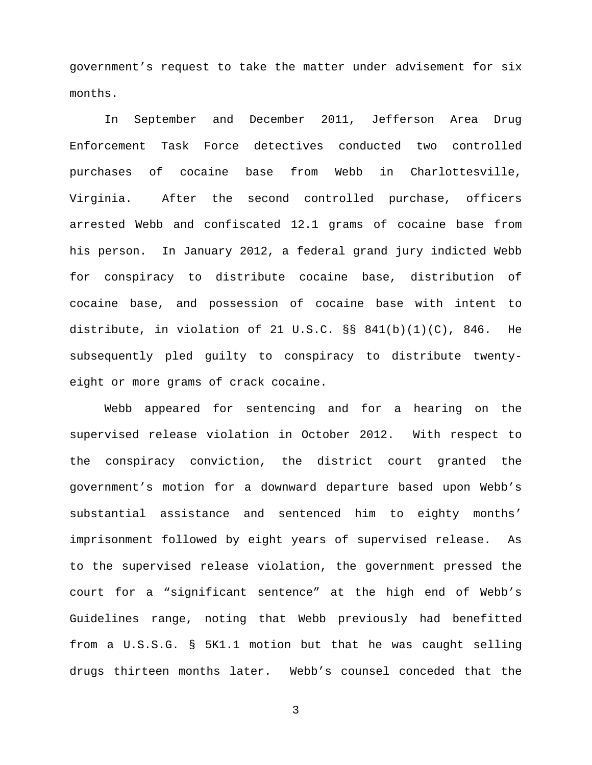government's request to take the matter under advisement for six months.

In September and December 2011, Jefferson Area Drug Enforcement Task Force detectives conducted two controlled purchases of cocaine base from Webb in Charlottesville, Virginia. After the second controlled purchase, officers arrested Webb and confiscated 12.1 grams of cocaine base from his person. In January 2012, a federal grand jury indicted Webb for conspiracy to distribute cocaine base, distribution of cocaine base, and possession of cocaine base with intent to distribute, in violation of 21 U.S.C. §§ 841(b)(1)(C), 846. He subsequently pled guilty to conspiracy to distribute twenty-eight or more grams of crack cocaine.

Webb appeared for sentencing and for a hearing on the supervised release violation in October 2012. With respect to the conspiracy conviction, the district court granted the government's motion for a downward departure based upon Webb's substantial assistance and sentenced him to eighty months' imprisonment followed by eight years of supervised release. As to the supervised release violation, the government pressed the court for a "significant sentence" at the high end of Webb's Guidelines range, noting that Webb previously had benefitted from a U.S.S.G. § 5K1.1 motion but that he was caught selling drugs thirteen months later. Webb's counsel conceded that the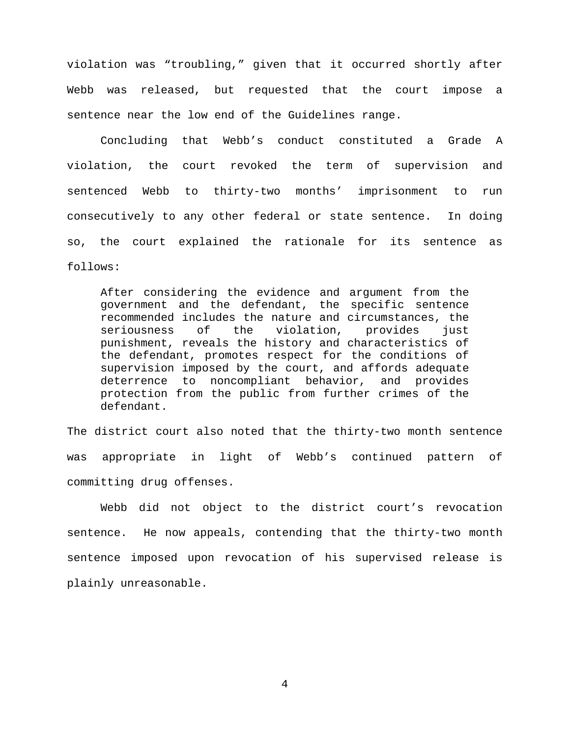violation was "troubling," given that it occurred shortly after Webb was released, but requested that the court impose a sentence near the low end of the Guidelines range.

Concluding that Webb's conduct constituted a Grade A violation, the court revoked the term of supervision and sentenced Webb to thirty-two months' imprisonment to run consecutively to any other federal or state sentence. In doing so, the court explained the rationale for its sentence as follows:

> After considering the evidence and argument from the government and the defendant, the specific sentence recommended includes the nature and circumstances, the seriousness of the violation, provides just punishment, reveals the history and characteristics of the defendant, promotes respect for the conditions of supervision imposed by the court, and affords adequate deterrence to noncompliant behavior, and provides protection from the public from further crimes of the defendant.

The district court also noted that the thirty-two month sentence was appropriate in light of Webb's continued pattern of committing drug offenses.

Webb did not object to the district court's revocation sentence. He now appeals, contending that the thirty-two month sentence imposed upon revocation of his supervised release is plainly unreasonable.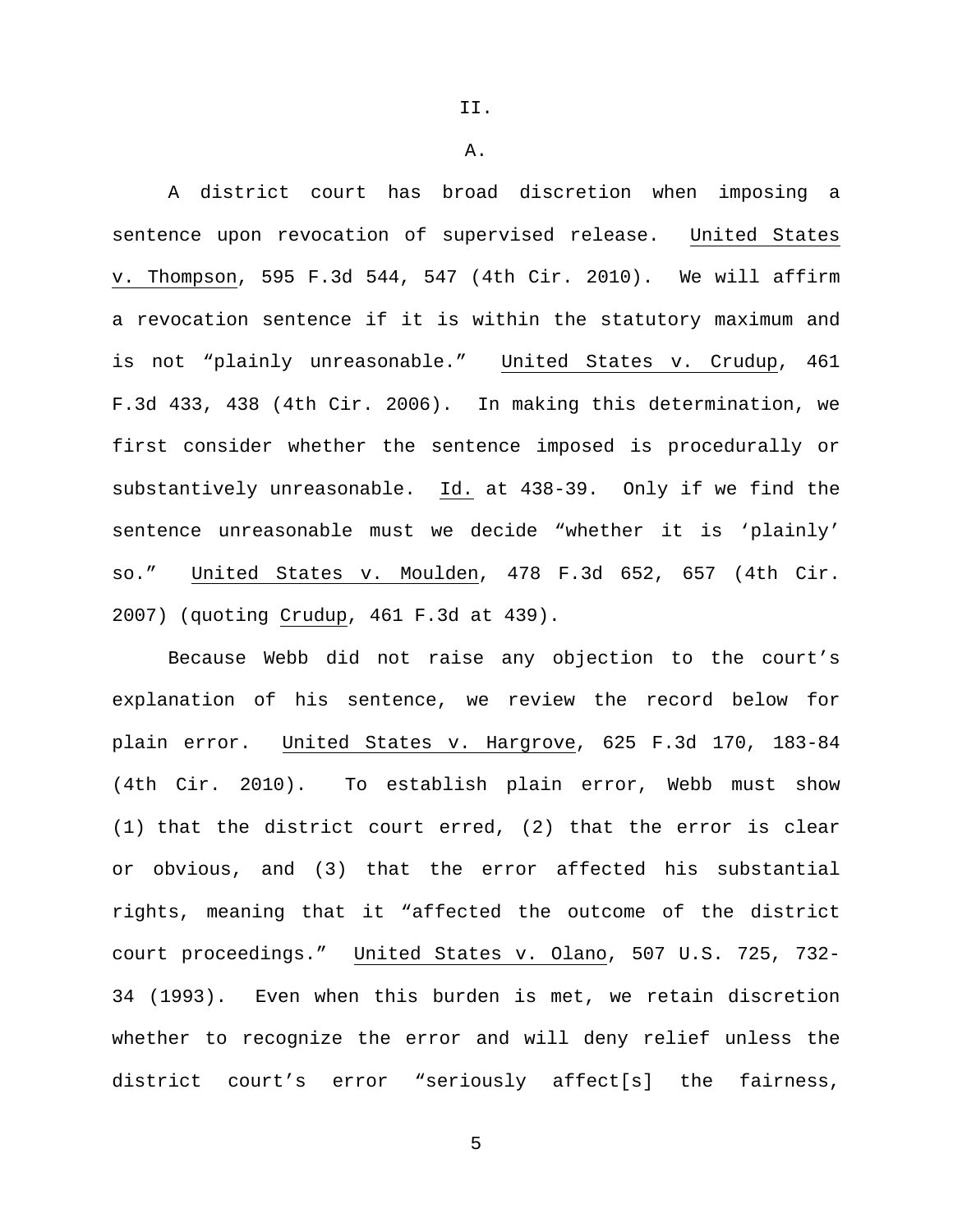## II.

### A.

A district court has broad discretion when imposing a sentence upon revocation of supervised release. United States v. Thompson, 595 F.3d 544, 547 (4th Cir. 2010). We will affirm a revocation sentence if it is within the statutory maximum and is not "plainly unreasonable." United States v. Crudup, 461 F.3d 433, 438 (4th Cir. 2006). In making this determination, we first consider whether the sentence imposed is procedurally or substantively unreasonable. Id. at 438-39. Only if we find the sentence unreasonable must we decide "whether it is 'plainly' so." United States v. Moulden, 478 F.3d 652, 657 (4th Cir. 2007) (quoting Crudup, 461 F.3d at 439).

Because Webb did not raise any objection to the court's explanation of his sentence, we review the record below for plain error. United States v. Hargrove, 625 F.3d 170, 183-84 (4th Cir. 2010). To establish plain error, Webb must show (1) that the district court erred, (2) that the error is clear or obvious, and (3) that the error affected his substantial rights, meaning that it "affected the outcome of the district court proceedings." United States v. Olano, 507 U.S. 725, 732-34 (1993). Even when this burden is met, we retain discretion whether to recognize the error and will deny relief unless the district court's error "seriously affect[s] the fairness,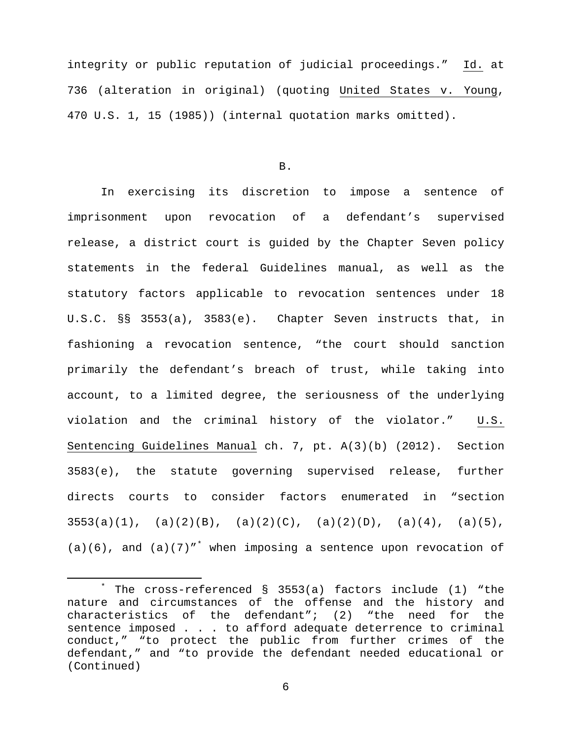integrity or public reputation of judicial proceedings." Id. at 736 (alteration in original) (quoting United States v. Young, 470 U.S. 1, 15 (1985)) (internal quotation marks omitted).

B.

In exercising its discretion to impose a sentence of imprisonment upon revocation of a defendant's supervised release, a district court is guided by the Chapter Seven policy statements in the federal Guidelines manual, as well as the statutory factors applicable to revocation sentences under 18 U.S.C. §§ 3553(a), 3583(e). Chapter Seven instructs that, in fashioning a revocation sentence, "the court should sanction primarily the defendant's breach of trust, while taking into account, to a limited degree, the seriousness of the underlying violation and the criminal history of the violator." U.S. Sentencing Guidelines Manual ch. 7, pt. A(3)(b) (2012). Section 3583(e), the statute governing supervised release, further directs courts to consider factors enumerated in "section 3553(a)(1), (a)(2)(B), (a)(2)(C), (a)(2)(D), (a)(4), (a)(5), (a)(6), and (a)(7)"* when imposing a sentence upon revocation of

---

* The cross-referenced § 3553(a) factors include (1) "the nature and circumstances of the offense and the history and characteristics of the defendant"; (2) "the need for the sentence imposed . . . to afford adequate deterrence to criminal conduct," "to protect the public from further crimes of the defendant," and "to provide the defendant needed educational or (Continued)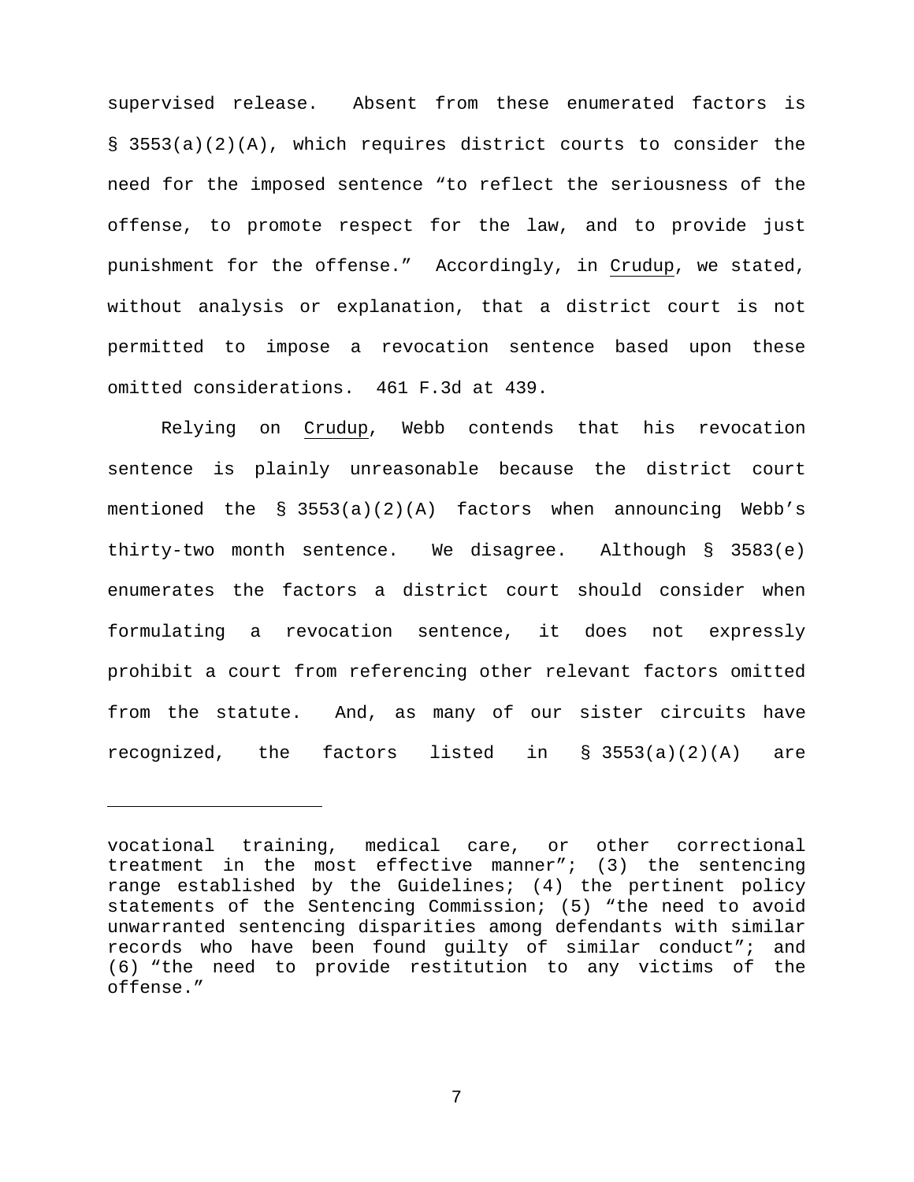supervised release. Absent from these enumerated factors is § 3553(a)(2)(A), which requires district courts to consider the need for the imposed sentence "to reflect the seriousness of the offense, to promote respect for the law, and to provide just punishment for the offense." Accordingly, in Crudup, we stated, without analysis or explanation, that a district court is not permitted to impose a revocation sentence based upon these omitted considerations. 461 F.3d at 439.

Relying on Crudup, Webb contends that his revocation sentence is plainly unreasonable because the district court mentioned the § 3553(a)(2)(A) factors when announcing Webb's thirty-two month sentence. We disagree. Although § 3583(e) enumerates the factors a district court should consider when formulating a revocation sentence, it does not expressly prohibit a court from referencing other relevant factors omitted from the statute. And, as many of our sister circuits have recognized, the factors listed in § 3553(a)(2)(A) are

---

vocational training, medical care, or other correctional treatment in the most effective manner"; (3) the sentencing range established by the Guidelines; (4) the pertinent policy statements of the Sentencing Commission; (5) "the need to avoid unwarranted sentencing disparities among defendants with similar records who have been found guilty of similar conduct"; and (6) "the need to provide restitution to any victims of the offense."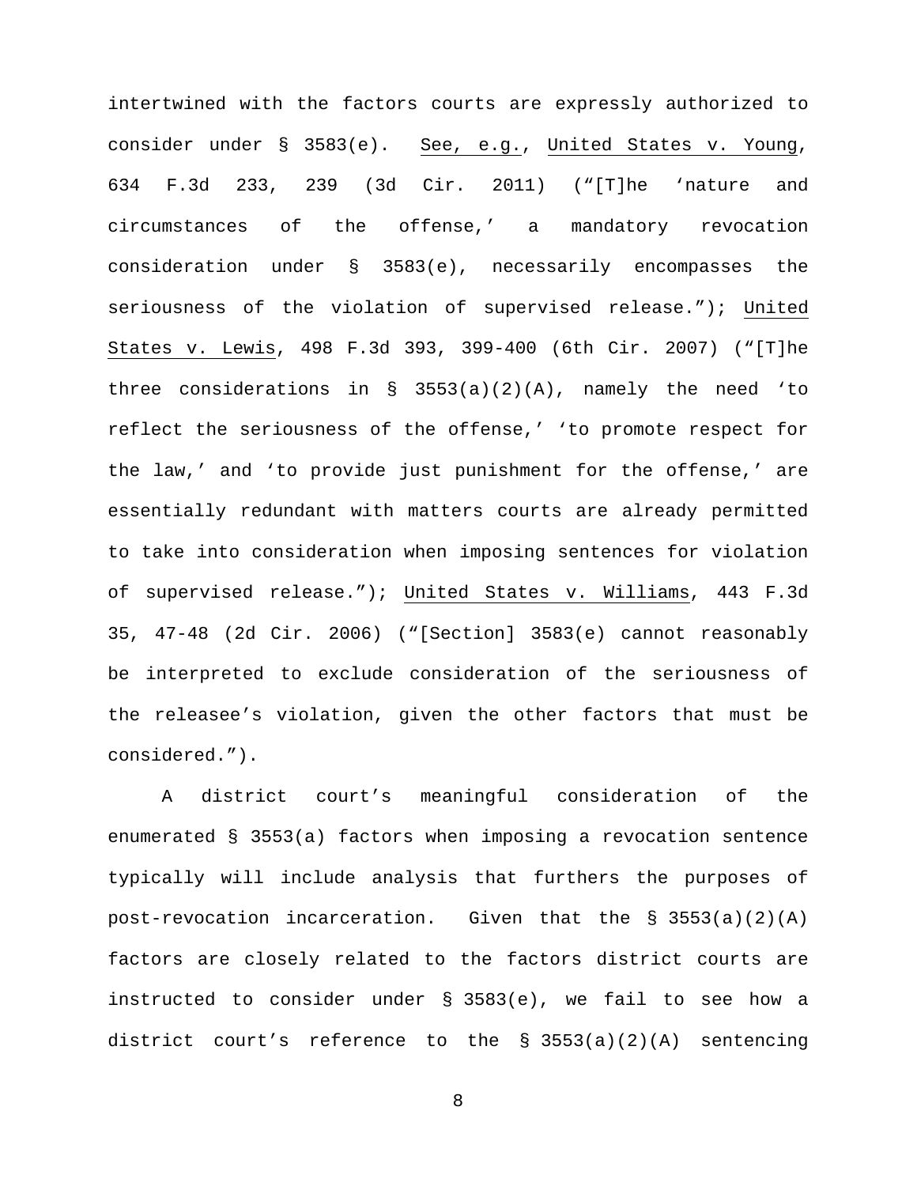intertwined with the factors courts are expressly authorized to consider under § 3583(e). See, e.g., United States v. Young, 634 F.3d 233, 239 (3d Cir. 2011) ("[T]he 'nature and circumstances of the offense,' a mandatory revocation consideration under § 3583(e), necessarily encompasses the seriousness of the violation of supervised release."); United States v. Lewis, 498 F.3d 393, 399-400 (6th Cir. 2007) ("[T]he three considerations in § 3553(a)(2)(A), namely the need 'to reflect the seriousness of the offense,' 'to promote respect for the law,' and 'to provide just punishment for the offense,' are essentially redundant with matters courts are already permitted to take into consideration when imposing sentences for violation of supervised release."); United States v. Williams, 443 F.3d 35, 47-48 (2d Cir. 2006) ("[Section] 3583(e) cannot reasonably be interpreted to exclude consideration of the seriousness of the releasee's violation, given the other factors that must be considered.").

A district court's meaningful consideration of the enumerated § 3553(a) factors when imposing a revocation sentence typically will include analysis that furthers the purposes of post-revocation incarceration. Given that the § 3553(a)(2)(A) factors are closely related to the factors district courts are instructed to consider under § 3583(e), we fail to see how a district court's reference to the § 3553(a)(2)(A) sentencing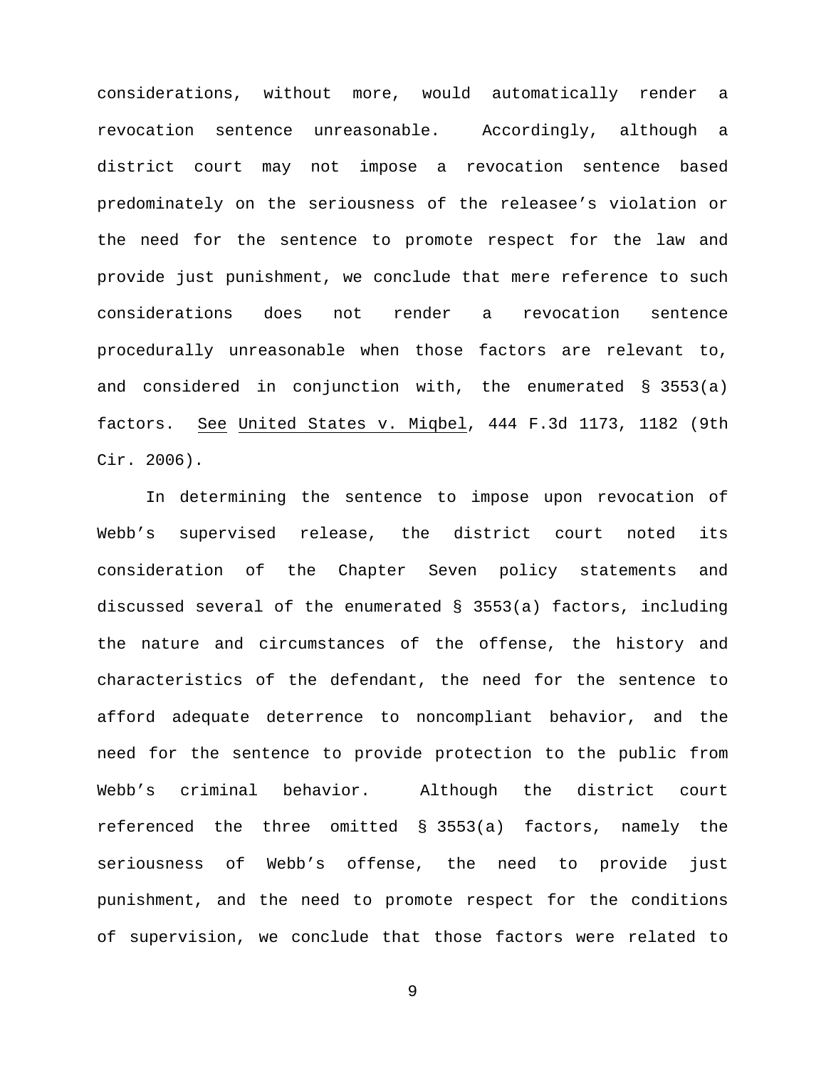considerations, without more, would automatically render a revocation sentence unreasonable. Accordingly, although a district court may not impose a revocation sentence based predominately on the seriousness of the releasee's violation or the need for the sentence to promote respect for the law and provide just punishment, we conclude that mere reference to such considerations does not render a revocation sentence procedurally unreasonable when those factors are relevant to, and considered in conjunction with, the enumerated § 3553(a) factors. See United States v. Miqbel, 444 F.3d 1173, 1182 (9th Cir. 2006).

In determining the sentence to impose upon revocation of Webb's supervised release, the district court noted its consideration of the Chapter Seven policy statements and discussed several of the enumerated § 3553(a) factors, including the nature and circumstances of the offense, the history and characteristics of the defendant, the need for the sentence to afford adequate deterrence to noncompliant behavior, and the need for the sentence to provide protection to the public from Webb's criminal behavior. Although the district court referenced the three omitted § 3553(a) factors, namely the seriousness of Webb's offense, the need to provide just punishment, and the need to promote respect for the conditions of supervision, we conclude that those factors were related to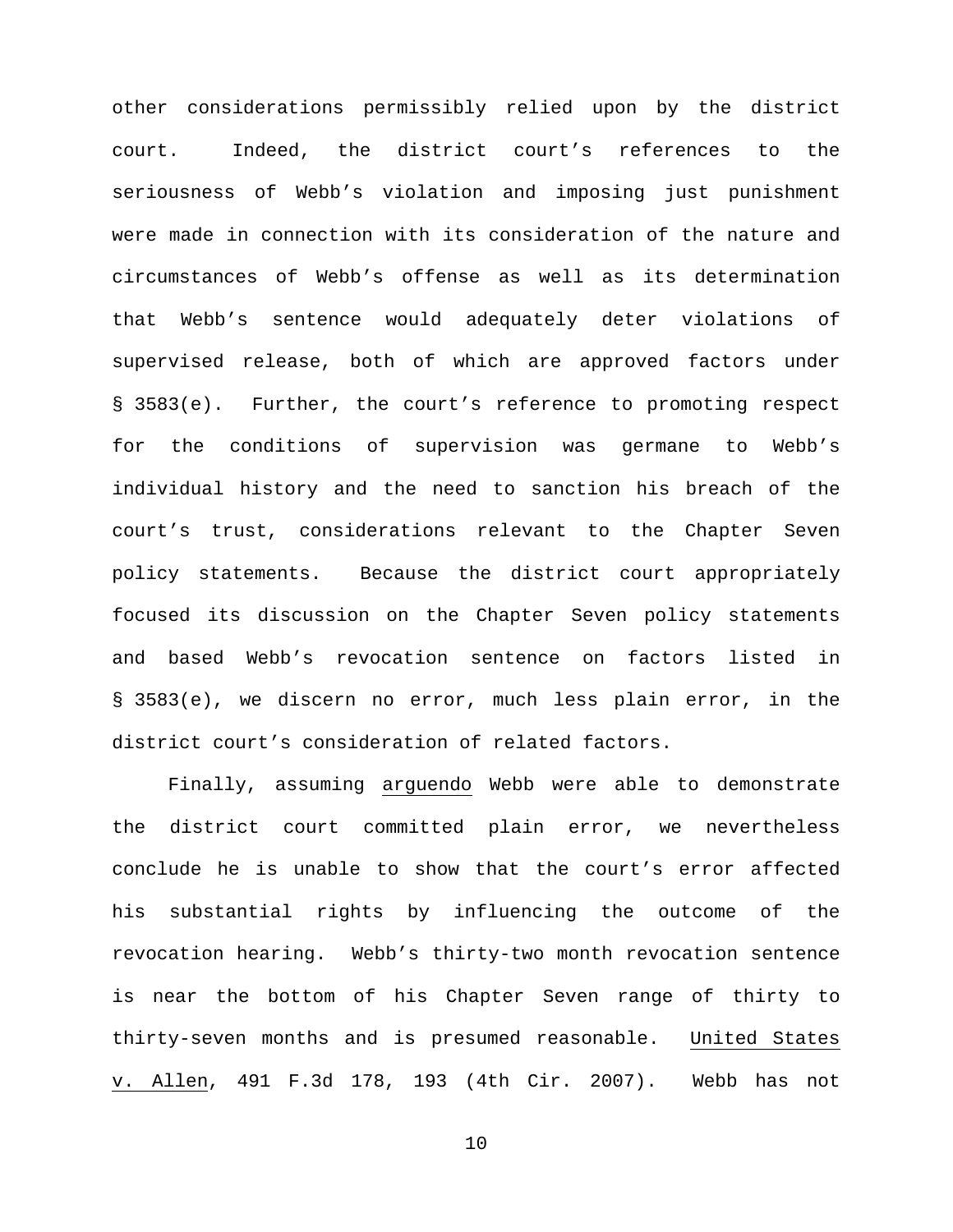other considerations permissibly relied upon by the district court. Indeed, the district court's references to the seriousness of Webb's violation and imposing just punishment were made in connection with its consideration of the nature and circumstances of Webb's offense as well as its determination that Webb's sentence would adequately deter violations of supervised release, both of which are approved factors under § 3583(e). Further, the court's reference to promoting respect for the conditions of supervision was germane to Webb's individual history and the need to sanction his breach of the court's trust, considerations relevant to the Chapter Seven policy statements. Because the district court appropriately focused its discussion on the Chapter Seven policy statements and based Webb's revocation sentence on factors listed in § 3583(e), we discern no error, much less plain error, in the district court's consideration of related factors.

Finally, assuming arguendo Webb were able to demonstrate the district court committed plain error, we nevertheless conclude he is unable to show that the court's error affected his substantial rights by influencing the outcome of the revocation hearing. Webb's thirty-two month revocation sentence is near the bottom of his Chapter Seven range of thirty to thirty-seven months and is presumed reasonable. United States v. Allen, 491 F.3d 178, 193 (4th Cir. 2007). Webb has not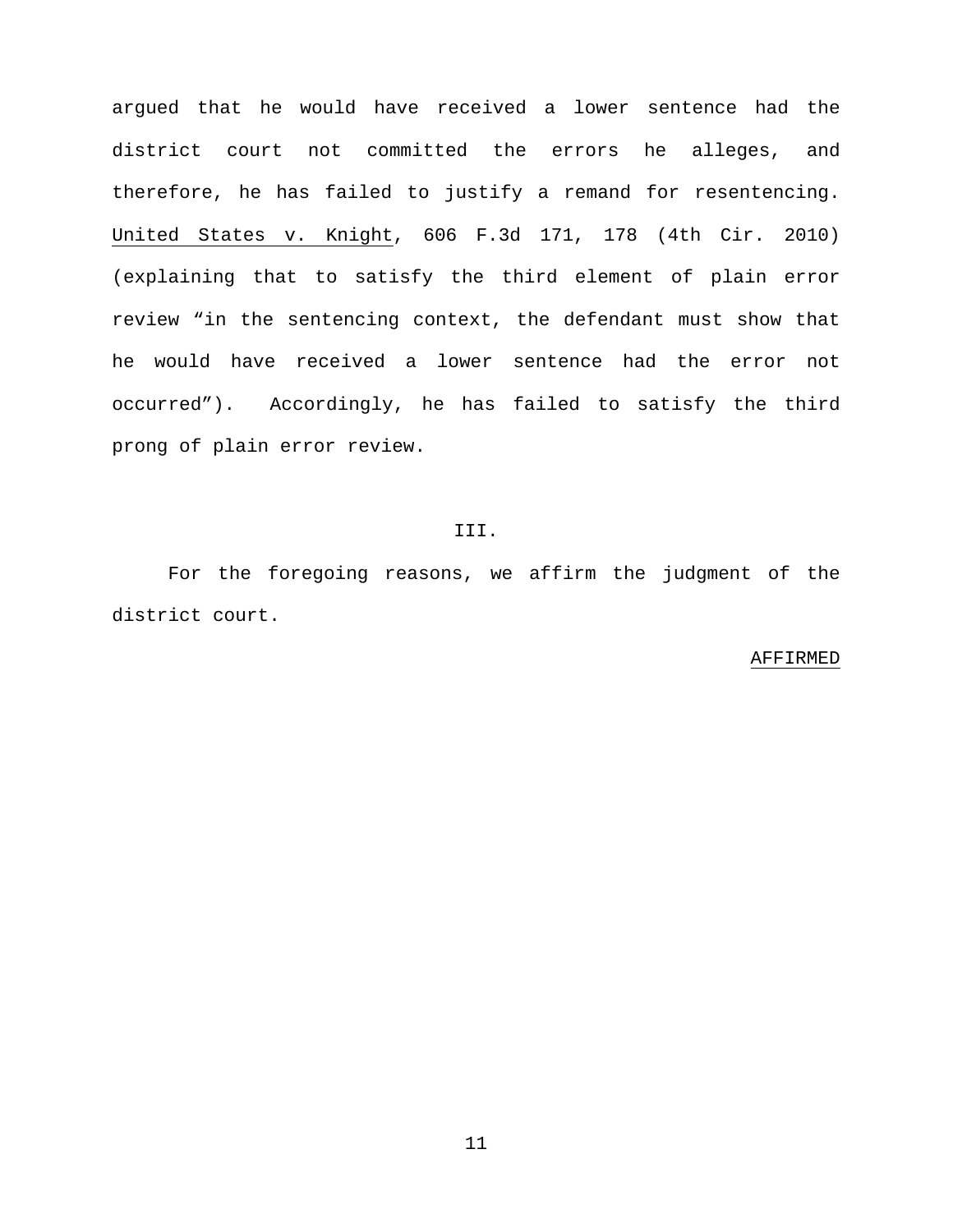argued that he would have received a lower sentence had the district court not committed the errors he alleges, and therefore, he has failed to justify a remand for resentencing. United States v. Knight, 606 F.3d 171, 178 (4th Cir. 2010) (explaining that to satisfy the third element of plain error review "in the sentencing context, the defendant must show that he would have received a lower sentence had the error not occurred"). Accordingly, he has failed to satisfy the third prong of plain error review.

## III.

For the foregoing reasons, we affirm the judgment of the district court.

AFFIRMED